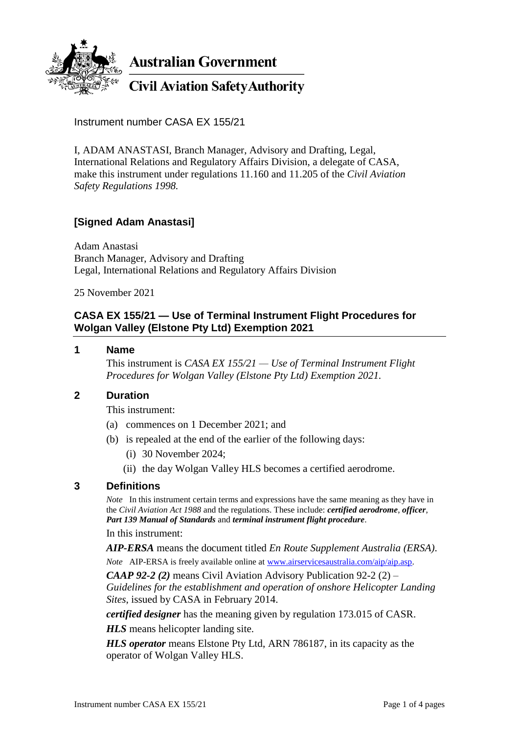**Australian Government**

**Civil Aviation Safety Authority**

Instrument number CASA EX 155/21

I, ADAM ANASTASI, Branch Manager, Advisory and Drafting, Legal, International Relations and Regulatory Affairs Division, a delegate of CASA, make this instrument under regulations 11.160 and 11.205 of the *Civil Aviation Safety Regulations 1998.*

**[Signed Adam Anastasi]**

Adam Anastasi
Branch Manager, Advisory and Drafting
Legal, International Relations and Regulatory Affairs Division

25 November 2021

## CASA EX 155/21 — Use of Terminal Instrument Flight Procedures for Wolgan Valley (Elstone Pty Ltd) Exemption 2021

### 1 Name

This instrument is *CASA EX 155/21 — Use of Terminal Instrument Flight Procedures for Wolgan Valley (Elstone Pty Ltd) Exemption 2021.*

### 2 Duration

This instrument:

(a) commences on 1 December 2021; and

(b) is repealed at the end of the earlier of the following days:

(i) 30 November 2024;

(ii) the day Wolgan Valley HLS becomes a certified aerodrome.

### 3 Definitions

*Note* In this instrument certain terms and expressions have the same meaning as they have in the *Civil Aviation Act 1988* and the regulations. These include: ***certified aerodrome***, ***officer***, ***Part 139 Manual of Standards*** and ***terminal instrument flight procedure***.

In this instrument:

***AIP-ERSA*** means the document titled *En Route Supplement Australia (ERSA)*.

*Note* AIP-ERSA is freely available online at www.airservicesaustralia.com/aip/aip.asp.

***CAAP 92-2 (2)*** means Civil Aviation Advisory Publication 92-2 (2) – *Guidelines for the establishment and operation of onshore Helicopter Landing Sites*, issued by CASA in February 2014.

***certified designer*** has the meaning given by regulation 173.015 of CASR.

***HLS*** means helicopter landing site.

***HLS operator*** means Elstone Pty Ltd, ARN 786187, in its capacity as the operator of Wolgan Valley HLS.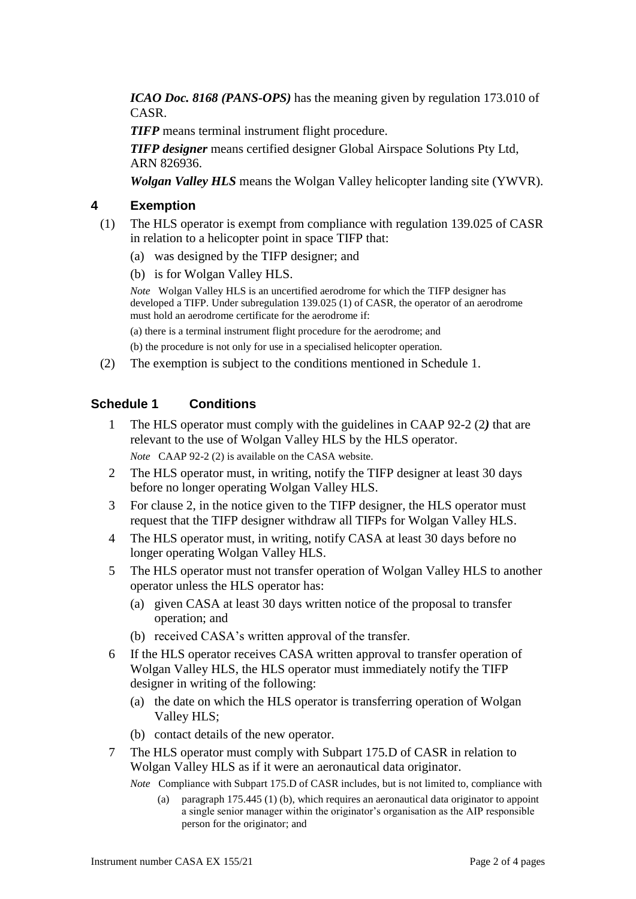*ICAO Doc. 8168 (PANS-OPS)* has the meaning given by regulation 173.010 of CASR.

***TIFP*** means terminal instrument flight procedure.

***TIFP designer*** means certified designer Global Airspace Solutions Pty Ltd, ARN 826936.

***Wolgan Valley HLS*** means the Wolgan Valley helicopter landing site (YWVR).

## 4 Exemption

(1) The HLS operator is exempt from compliance with regulation 139.025 of CASR in relation to a helicopter point in space TIFP that:

(a) was designed by the TIFP designer; and

(b) is for Wolgan Valley HLS.

*Note* Wolgan Valley HLS is an uncertified aerodrome for which the TIFP designer has developed a TIFP. Under subregulation 139.025 (1) of CASR, the operator of an aerodrome must hold an aerodrome certificate for the aerodrome if:

(a) there is a terminal instrument flight procedure for the aerodrome; and

(b) the procedure is not only for use in a specialised helicopter operation.

(2) The exemption is subject to the conditions mentioned in Schedule 1.

## Schedule 1 Conditions

1 The HLS operator must comply with the guidelines in CAAP 92-2 (2***)*** that are relevant to the use of Wolgan Valley HLS by the HLS operator.

*Note* CAAP 92-2 (2) is available on the CASA website.

2 The HLS operator must, in writing, notify the TIFP designer at least 30 days before no longer operating Wolgan Valley HLS.

3 For clause 2, in the notice given to the TIFP designer, the HLS operator must request that the TIFP designer withdraw all TIFPs for Wolgan Valley HLS.

4 The HLS operator must, in writing, notify CASA at least 30 days before no longer operating Wolgan Valley HLS.

5 The HLS operator must not transfer operation of Wolgan Valley HLS to another operator unless the HLS operator has:

(a) given CASA at least 30 days written notice of the proposal to transfer operation; and

(b) received CASA's written approval of the transfer.

6 If the HLS operator receives CASA written approval to transfer operation of Wolgan Valley HLS, the HLS operator must immediately notify the TIFP designer in writing of the following:

(a) the date on which the HLS operator is transferring operation of Wolgan Valley HLS;

(b) contact details of the new operator.

7 The HLS operator must comply with Subpart 175.D of CASR in relation to Wolgan Valley HLS as if it were an aeronautical data originator.

*Note* Compliance with Subpart 175.D of CASR includes, but is not limited to, compliance with

(a) paragraph 175.445 (1) (b), which requires an aeronautical data originator to appoint a single senior manager within the originator's organisation as the AIP responsible person for the originator; and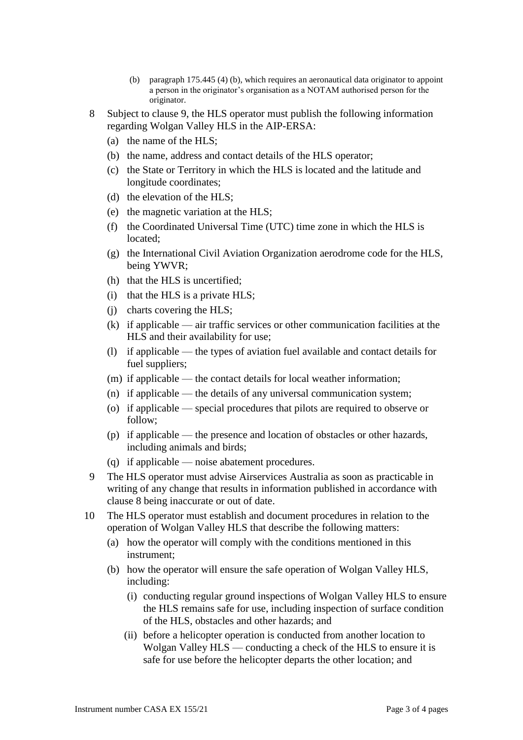(b) paragraph 175.445 (4) (b), which requires an aeronautical data originator to appoint a person in the originator's organisation as a NOTAM authorised person for the originator.

8 Subject to clause 9, the HLS operator must publish the following information regarding Wolgan Valley HLS in the AIP-ERSA:

(a) the name of the HLS;

(b) the name, address and contact details of the HLS operator;

(c) the State or Territory in which the HLS is located and the latitude and longitude coordinates;

(d) the elevation of the HLS;

(e) the magnetic variation at the HLS;

(f) the Coordinated Universal Time (UTC) time zone in which the HLS is located;

(g) the International Civil Aviation Organization aerodrome code for the HLS, being YWVR;

(h) that the HLS is uncertified;

(i) that the HLS is a private HLS;

(j) charts covering the HLS;

(k) if applicable — air traffic services or other communication facilities at the HLS and their availability for use;

(l) if applicable — the types of aviation fuel available and contact details for fuel suppliers;

(m) if applicable — the contact details for local weather information;

(n) if applicable — the details of any universal communication system;

(o) if applicable — special procedures that pilots are required to observe or follow;

(p) if applicable — the presence and location of obstacles or other hazards, including animals and birds;

(q) if applicable — noise abatement procedures.

9 The HLS operator must advise Airservices Australia as soon as practicable in writing of any change that results in information published in accordance with clause 8 being inaccurate or out of date.

10 The HLS operator must establish and document procedures in relation to the operation of Wolgan Valley HLS that describe the following matters:

(a) how the operator will comply with the conditions mentioned in this instrument;

(b) how the operator will ensure the safe operation of Wolgan Valley HLS, including:

(i) conducting regular ground inspections of Wolgan Valley HLS to ensure the HLS remains safe for use, including inspection of surface condition of the HLS, obstacles and other hazards; and

(ii) before a helicopter operation is conducted from another location to Wolgan Valley HLS — conducting a check of the HLS to ensure it is safe for use before the helicopter departs the other location; and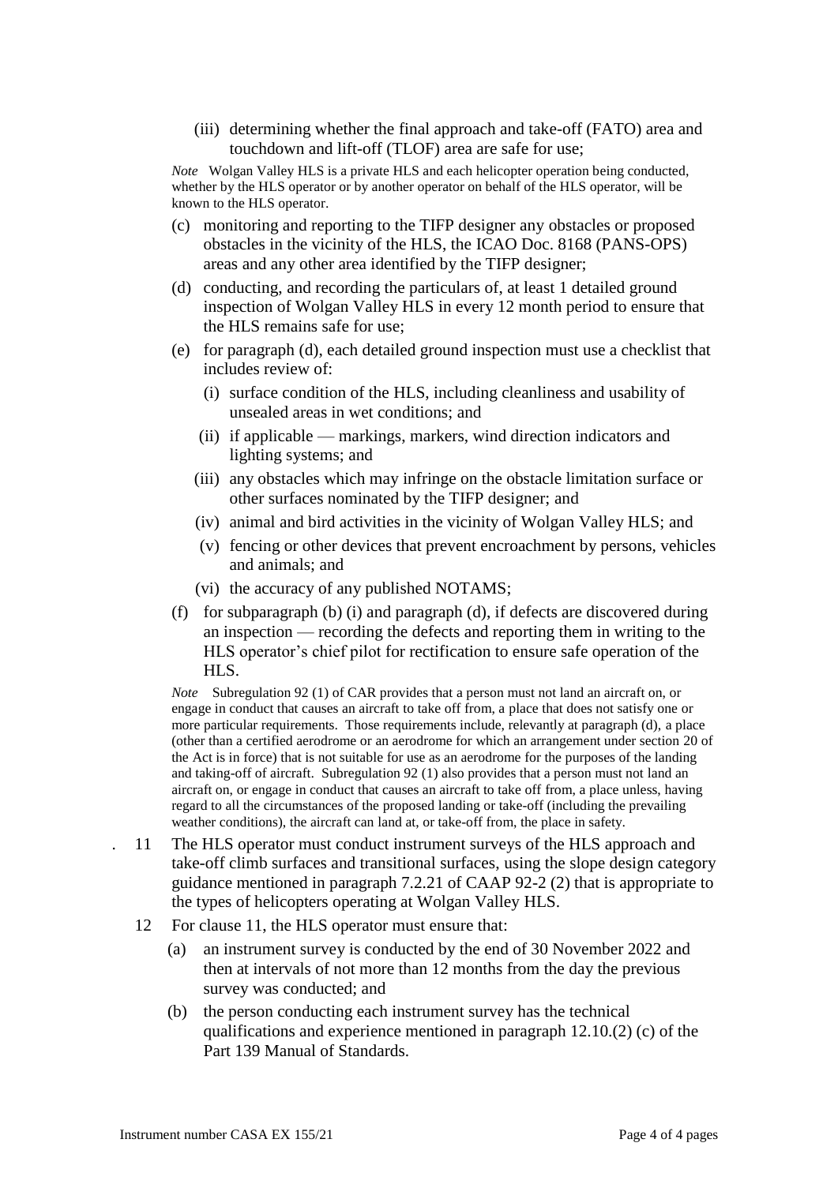(iii) determining whether the final approach and take-off (FATO) area and touchdown and lift-off (TLOF) area are safe for use;

*Note* Wolgan Valley HLS is a private HLS and each helicopter operation being conducted, whether by the HLS operator or by another operator on behalf of the HLS operator, will be known to the HLS operator.

(c) monitoring and reporting to the TIFP designer any obstacles or proposed obstacles in the vicinity of the HLS, the ICAO Doc. 8168 (PANS-OPS) areas and any other area identified by the TIFP designer;

(d) conducting, and recording the particulars of, at least 1 detailed ground inspection of Wolgan Valley HLS in every 12 month period to ensure that the HLS remains safe for use;

(e) for paragraph (d), each detailed ground inspection must use a checklist that includes review of:

- (i) surface condition of the HLS, including cleanliness and usability of unsealed areas in wet conditions; and
- (ii) if applicable — markings, markers, wind direction indicators and lighting systems; and
- (iii) any obstacles which may infringe on the obstacle limitation surface or other surfaces nominated by the TIFP designer; and
- (iv) animal and bird activities in the vicinity of Wolgan Valley HLS; and
- (v) fencing or other devices that prevent encroachment by persons, vehicles and animals; and
- (vi) the accuracy of any published NOTAMS;

(f) for subparagraph (b) (i) and paragraph (d), if defects are discovered during an inspection — recording the defects and reporting them in writing to the HLS operator's chief pilot for rectification to ensure safe operation of the HLS.

*Note* Subregulation 92 (1) of CAR provides that a person must not land an aircraft on, or engage in conduct that causes an aircraft to take off from, a place that does not satisfy one or more particular requirements. Those requirements include, relevantly at paragraph (d), a place (other than a certified aerodrome or an aerodrome for which an arrangement under section 20 of the Act is in force) that is not suitable for use as an aerodrome for the purposes of the landing and taking-off of aircraft. Subregulation 92 (1) also provides that a person must not land an aircraft on, or engage in conduct that causes an aircraft to take off from, a place unless, having regard to all the circumstances of the proposed landing or take-off (including the prevailing weather conditions), the aircraft can land at, or take-off from, the place in safety.

11 The HLS operator must conduct instrument surveys of the HLS approach and take-off climb surfaces and transitional surfaces, using the slope design category guidance mentioned in paragraph 7.2.21 of CAAP 92-2 (2) that is appropriate to the types of helicopters operating at Wolgan Valley HLS.

12 For clause 11, the HLS operator must ensure that:

(a) an instrument survey is conducted by the end of 30 November 2022 and then at intervals of not more than 12 months from the day the previous survey was conducted; and

(b) the person conducting each instrument survey has the technical qualifications and experience mentioned in paragraph 12.10.(2) (c) of the Part 139 Manual of Standards.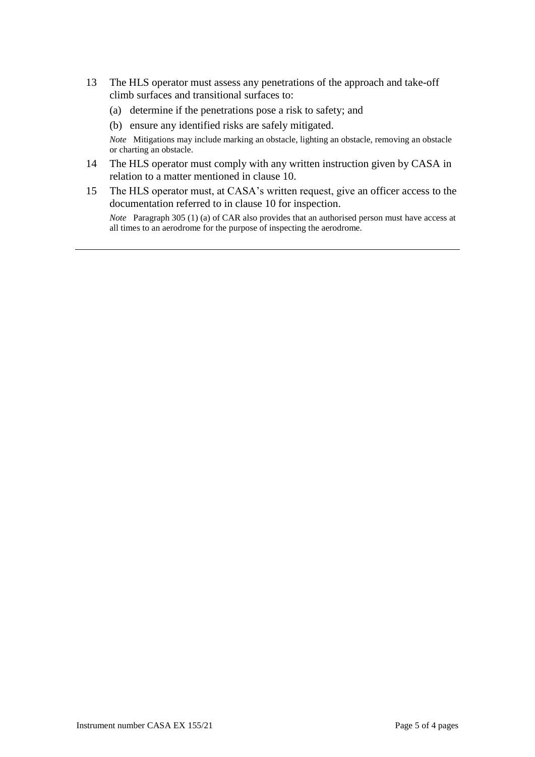13 The HLS operator must assess any penetrations of the approach and take-off climb surfaces and transitional surfaces to:

(a) determine if the penetrations pose a risk to safety; and

(b) ensure any identified risks are safely mitigated.

*Note* Mitigations may include marking an obstacle, lighting an obstacle, removing an obstacle or charting an obstacle.

14 The HLS operator must comply with any written instruction given by CASA in relation to a matter mentioned in clause 10.

15 The HLS operator must, at CASA's written request, give an officer access to the documentation referred to in clause 10 for inspection.

*Note* Paragraph 305 (1) (a) of CAR also provides that an authorised person must have access at all times to an aerodrome for the purpose of inspecting the aerodrome.

---